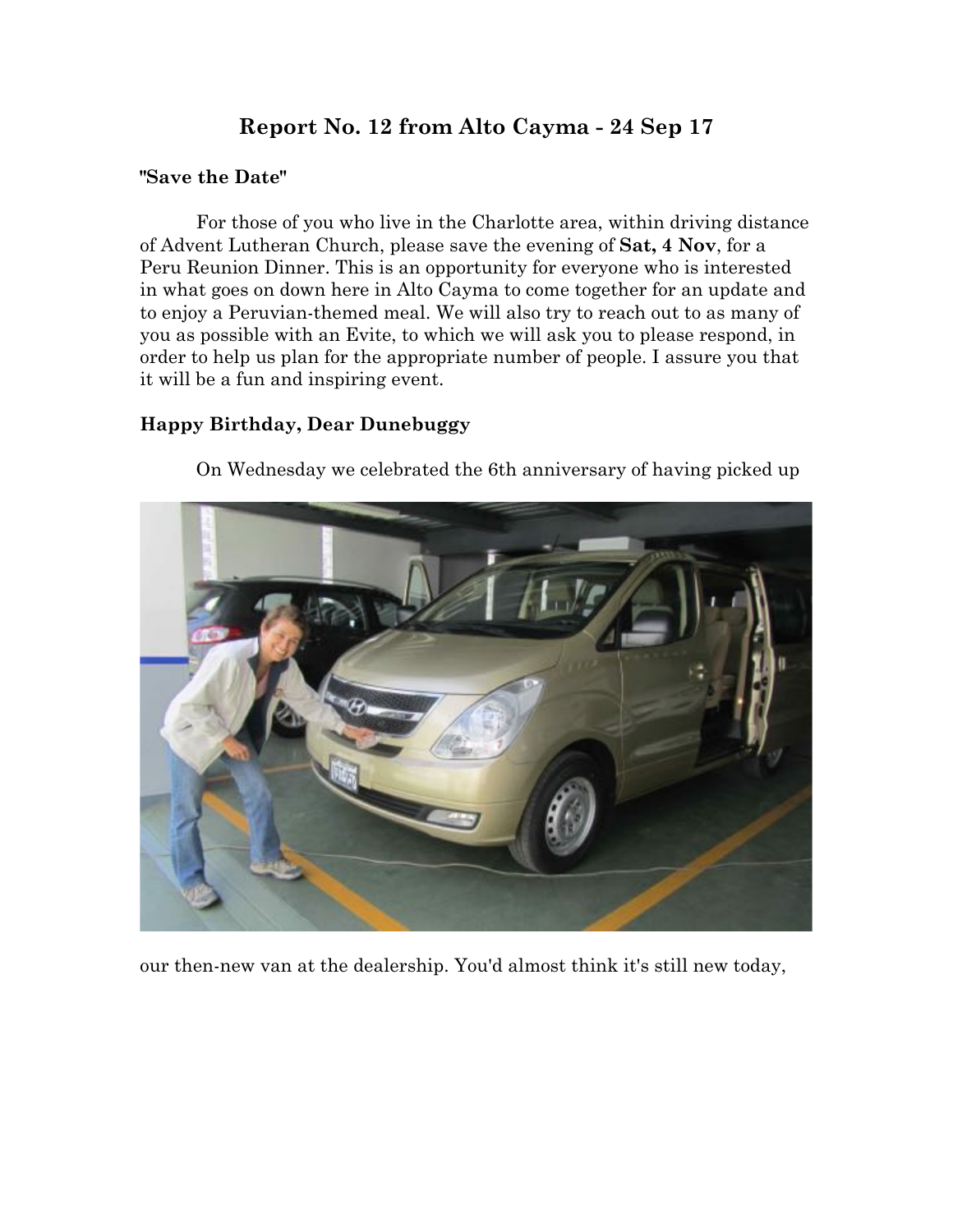# Report No. 12 from Alto Cayma - 24 Sep 17

**"Save the Date"**

For those of you who live in the Charlotte area, within driving distance of Advent Lutheran Church, please save the evening of **Sat, 4 Nov**, for a Peru Reunion Dinner. This is an opportunity for everyone who is interested in what goes on down here in Alto Cayma to come together for an update and to enjoy a Peruvian-themed meal. We will also try to reach out to as many of you as possible with an Evite, to which we will ask you to please respond, in order to help us plan for the appropriate number of people. I assure you that it will be a fun and inspiring event.

**Happy Birthday, Dear Dunebuggy**

On Wednesday we celebrated the 6th anniversary of having picked up our then-new van at the dealership. You'd almost think it's still new today,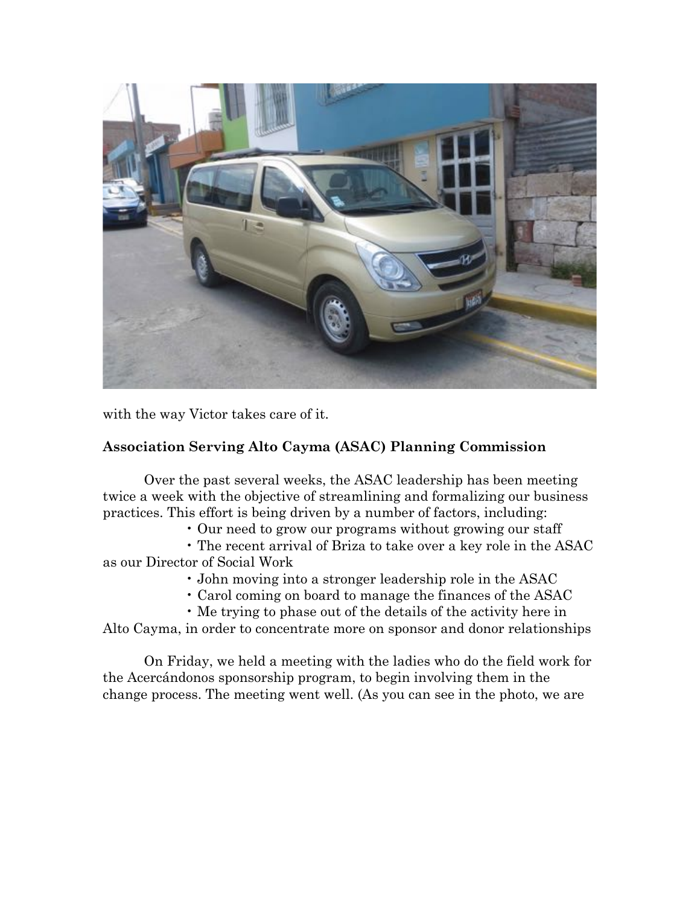with the way Victor takes care of it.

**Association Serving Alto Cayma (ASAC) Planning Commission**

Over the past several weeks, the ASAC leadership has been meeting twice a week with the objective of streamlining and formalizing our business practices. This effort is being driven by a number of factors, including:

- Our need to grow our programs without growing our staff
- The recent arrival of Briza to take over a key role in the ASAC as our Director of Social Work
- John moving into a stronger leadership role in the ASAC
- Carol coming on board to manage the finances of the ASAC
- Me trying to phase out of the details of the activity here in Alto Cayma, in order to concentrate more on sponsor and donor relationships

On Friday, we held a meeting with the ladies who do the field work for the Acercándonos sponsorship program, to begin involving them in the change process. The meeting went well. (As you can see in the photo, we are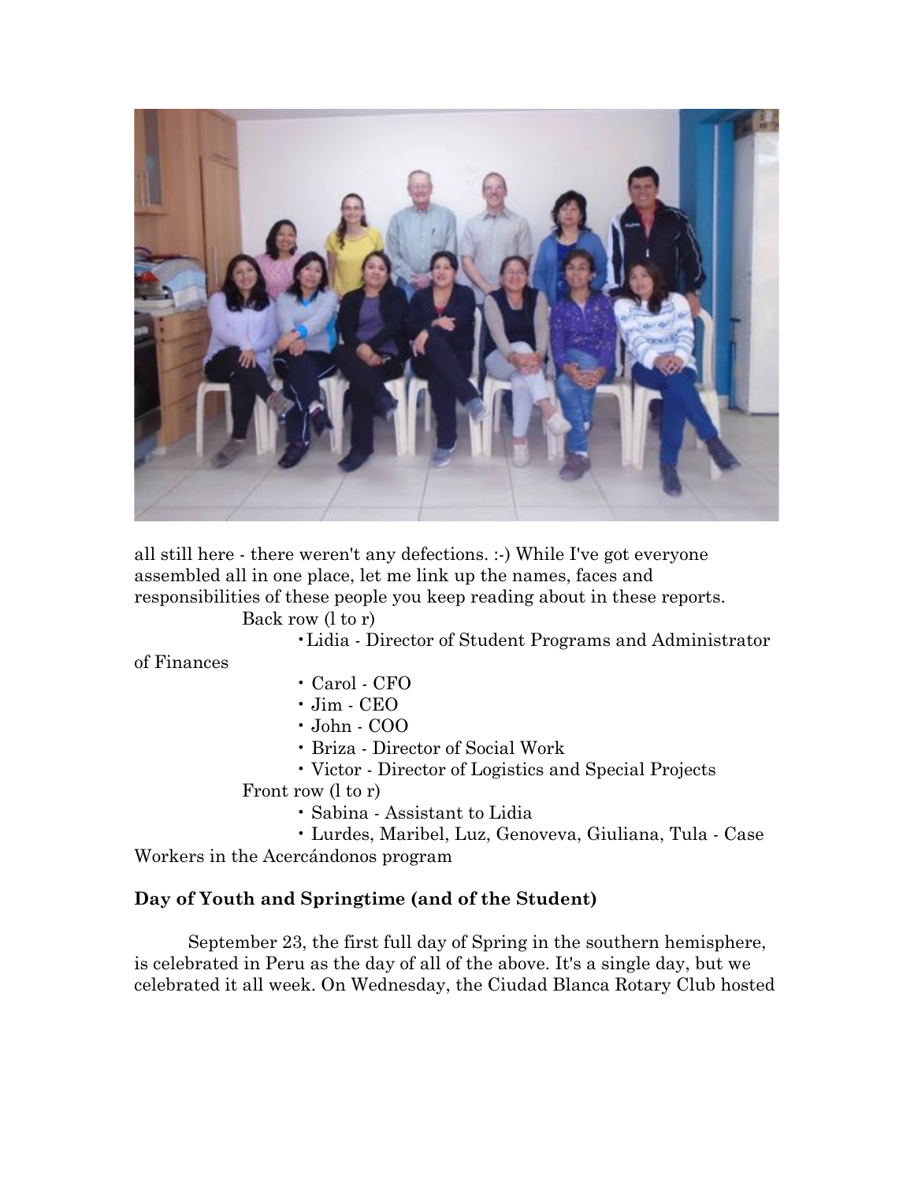all still here - there weren't any defections. :-) While I've got everyone assembled all in one place, let me link up the names, faces and responsibilities of these people you keep reading about in these reports.

Back row (l to r)

- Lidia - Director of Student Programs and Administrator of Finances
- Carol - CFO
- Jim - CEO
- John - COO
- Briza - Director of Social Work
- Victor - Director of Logistics and Special Projects

Front row (l to r)

- Sabina - Assistant to Lidia
- Lurdes, Maribel, Luz, Genoveva, Giuliana, Tula - Case Workers in the Acercándonos program

**Day of Youth and Springtime (and of the Student)**

September 23, the first full day of Spring in the southern hemisphere, is celebrated in Peru as the day of all of the above. It's a single day, but we celebrated it all week. On Wednesday, the Ciudad Blanca Rotary Club hosted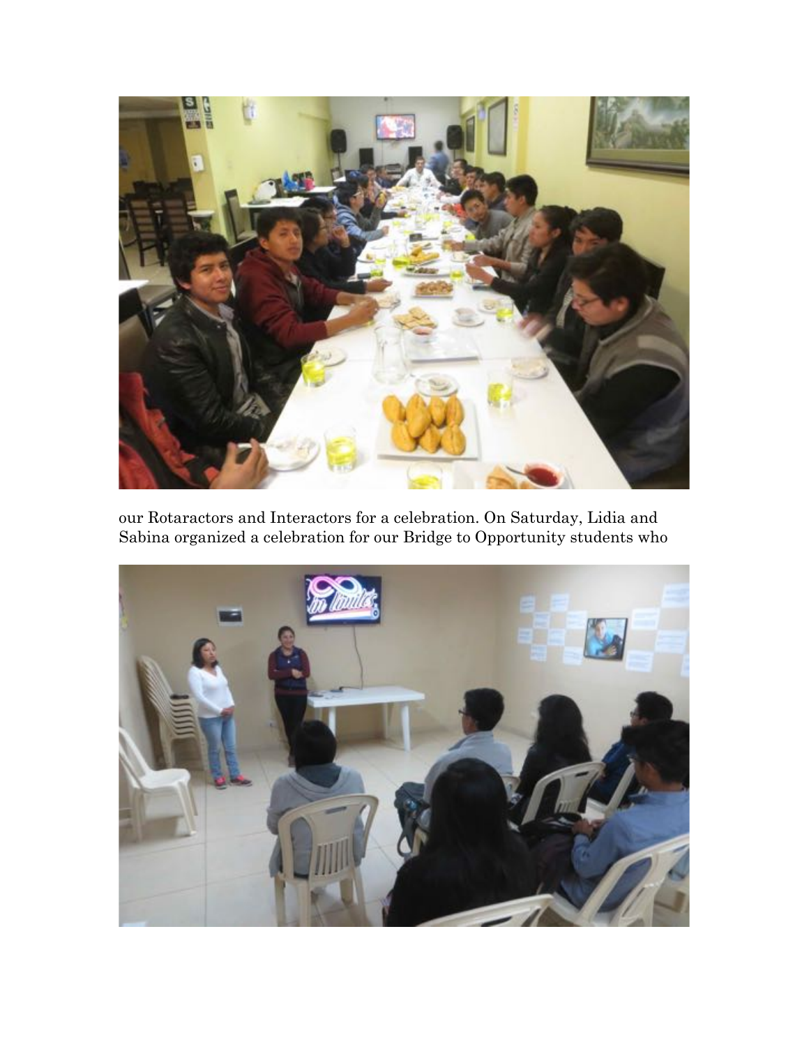our Rotaractors and Interactors for a celebration. On Saturday, Lidia and Sabina organized a celebration for our Bridge to Opportunity students who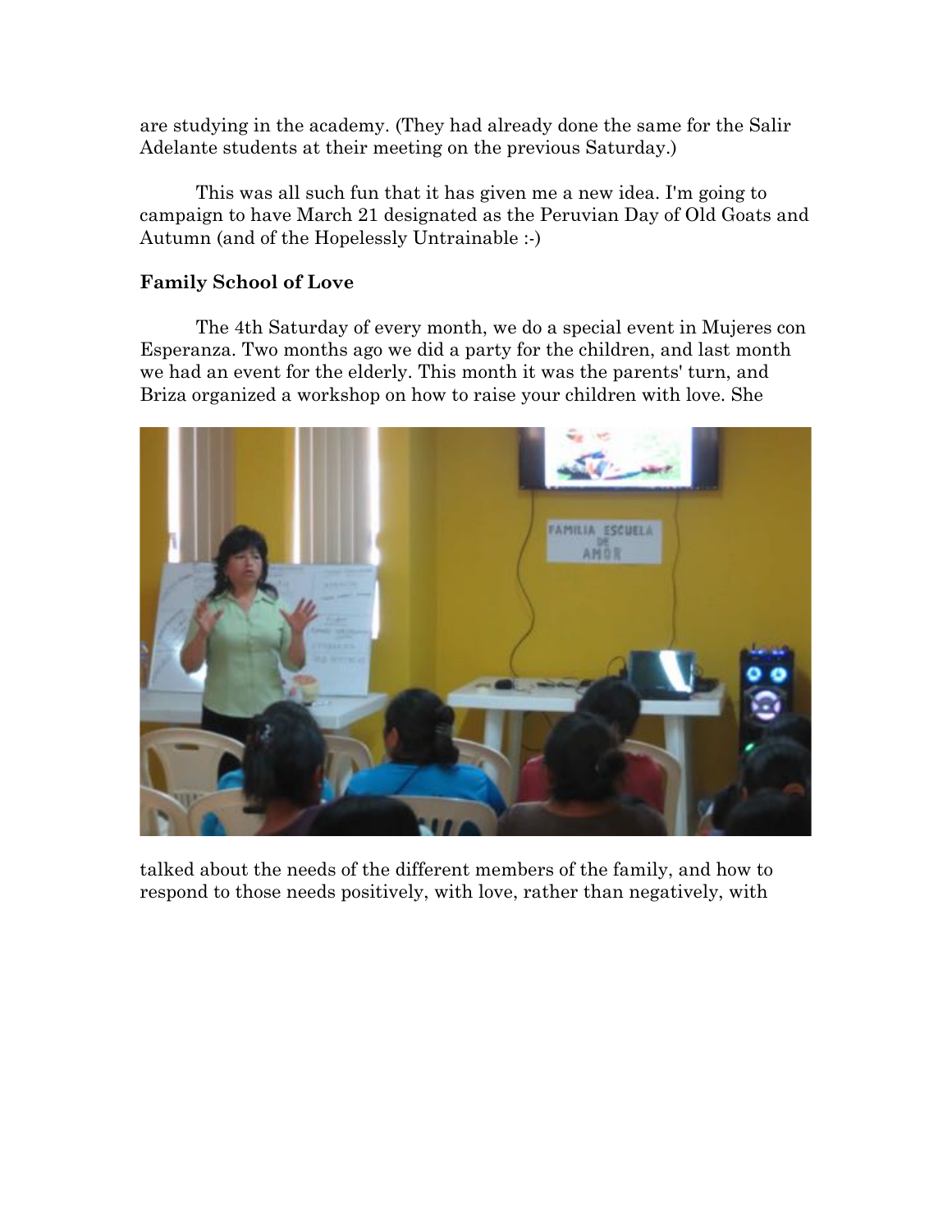are studying in the academy. (They had already done the same for the Salir Adelante students at their meeting on the previous Saturday.)

This was all such fun that it has given me a new idea. I'm going to campaign to have March 21 designated as the Peruvian Day of Old Goats and Autumn (and of the Hopelessly Untrainable :-)

**Family School of Love**

The 4th Saturday of every month, we do a special event in Mujeres con Esperanza. Two months ago we did a party for the children, and last month we had an event for the elderly. This month it was the parents' turn, and Briza organized a workshop on how to raise your children with love. She talked about the needs of the different members of the family, and how to respond to those needs positively, with love, rather than negatively, with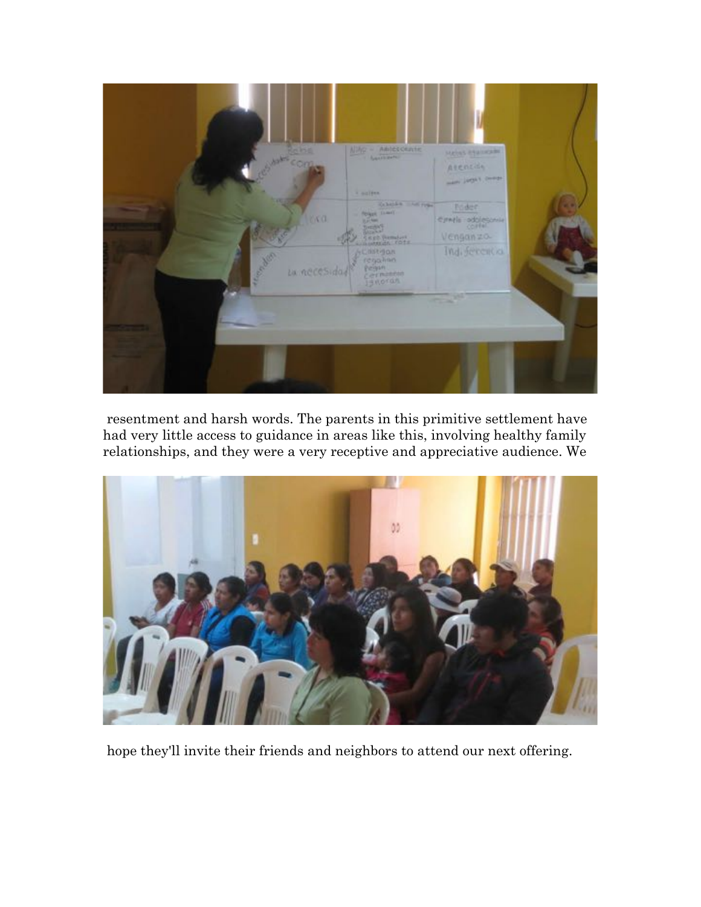resentment and harsh words. The parents in this primitive settlement have had very little access to guidance in areas like this, involving healthy family relationships, and they were a very receptive and appreciative audience. We

hope they'll invite their friends and neighbors to attend our next offering.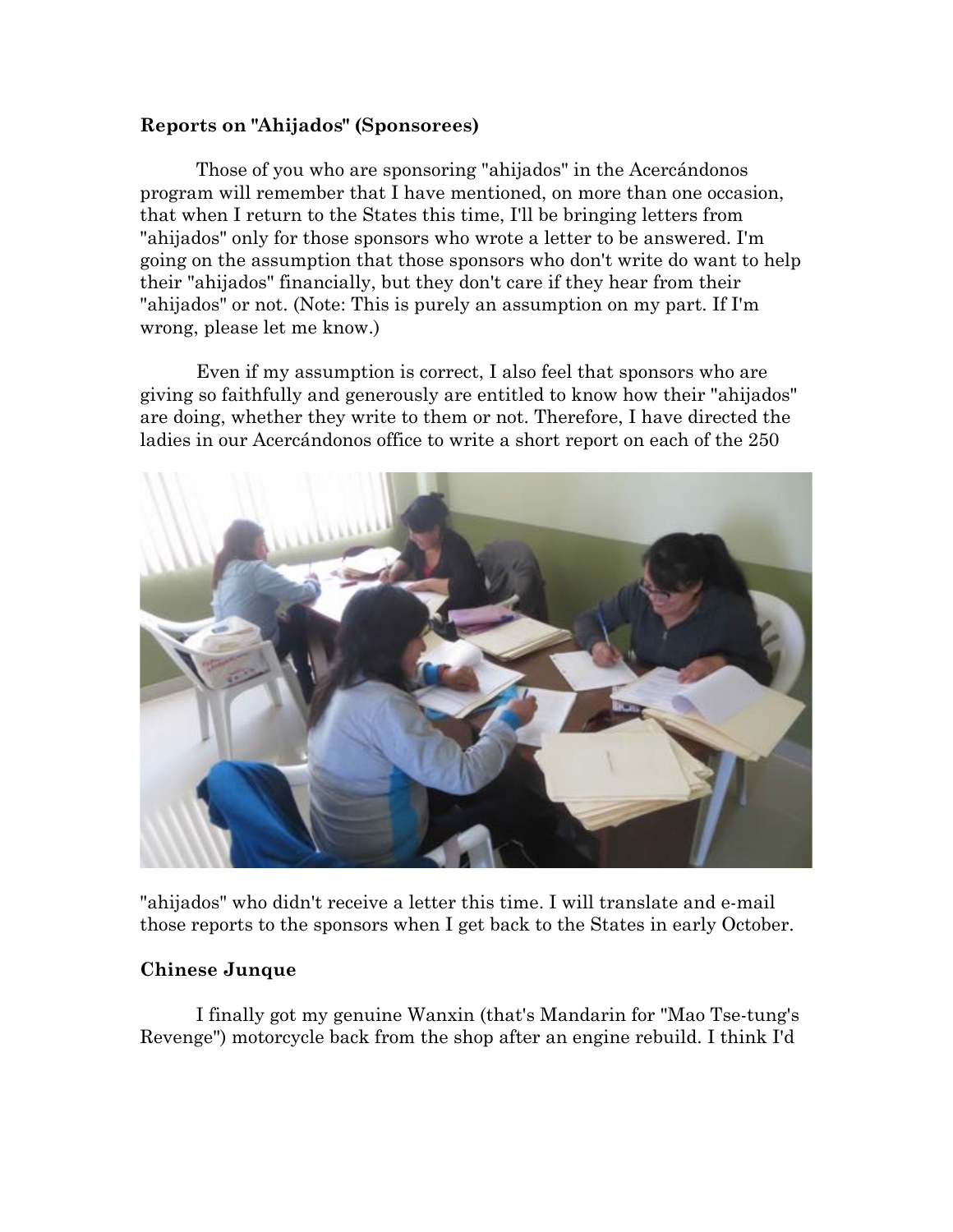**Reports on "Ahijados" (Sponsorees)**

Those of you who are sponsoring "ahijados" in the Acercándonos program will remember that I have mentioned, on more than one occasion, that when I return to the States this time, I'll be bringing letters from "ahijados" only for those sponsors who wrote a letter to be answered. I'm going on the assumption that those sponsors who don't write do want to help their "ahijados" financially, but they don't care if they hear from their "ahijados" or not. (Note: This is purely an assumption on my part. If I'm wrong, please let me know.)

Even if my assumption is correct, I also feel that sponsors who are giving so faithfully and generously are entitled to know how their "ahijados" are doing, whether they write to them or not. Therefore, I have directed the ladies in our Acercándonos office to write a short report on each of the 250 "ahijados" who didn't receive a letter this time. I will translate and e-mail those reports to the sponsors when I get back to the States in early October.

**Chinese Junque**

I finally got my genuine Wanxin (that's Mandarin for "Mao Tse-tung's Revenge") motorcycle back from the shop after an engine rebuild. I think I'd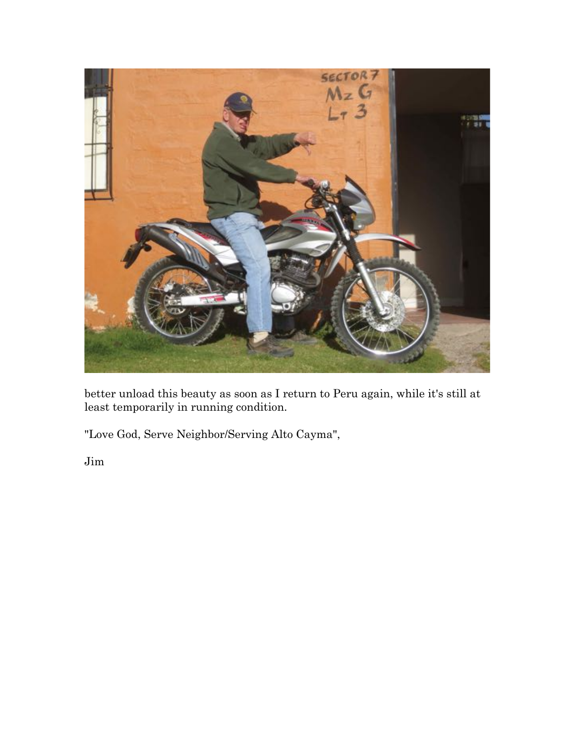better unload this beauty as soon as I return to Peru again, while it's still at least temporarily in running condition.

"Love God, Serve Neighbor/Serving Alto Cayma",

Jim